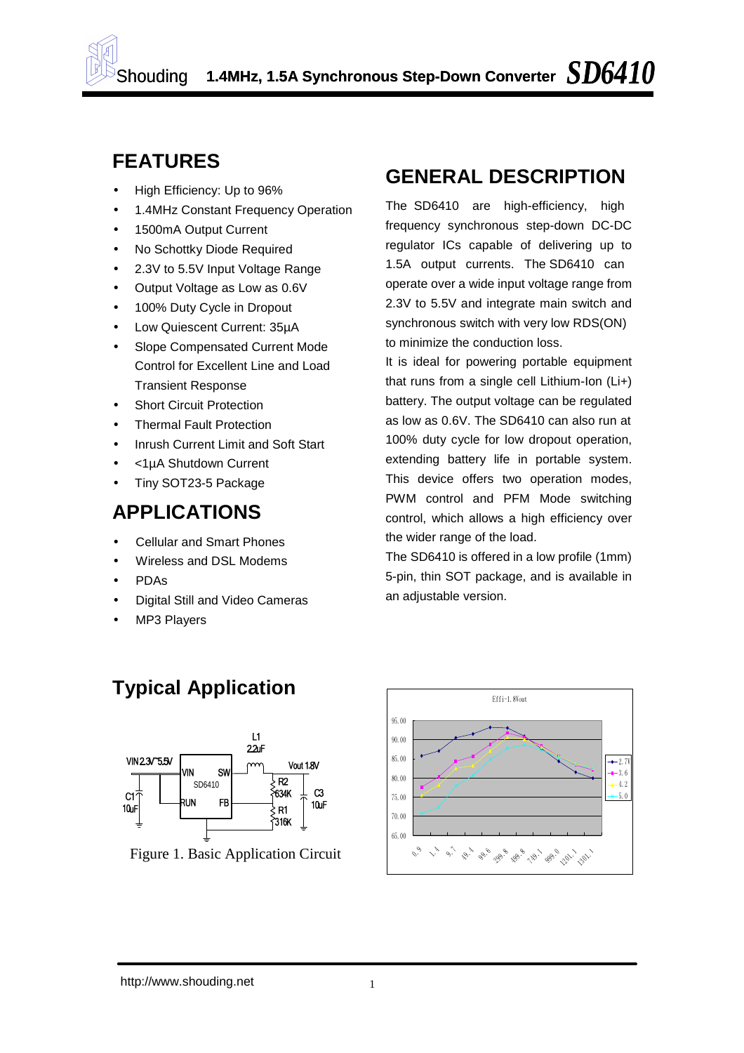# SD6410

## 1.4MHz, 1.5A Synchronous Step-Down Converter

## FEATURES

- High Efficiency: Up to 96%
- 1.4MHz Constant Frequency Operation
- 1500mA Output Current
- No Schottky Diode Required
- 2.3V to 5.5V Input Voltage Range
- Output Voltage as Low as 0.6V
- 100% Duty Cycle in Dropout
- Low Quiescent Current: 35µA
- Slope Compensated Current Mode Control for Excellent Line and Load Transient Response
- Short Circuit Protection
- Thermal Fault Protection
- Inrush Current Limit and Soft Start
- <1µA Shutdown Current
- Tiny SOT23-5 Package

## APPLICATIONS

- Cellular and Smart Phones
- Wireless and DSL Modems
- PDAs
- Digital Still and Video Cameras
- MP3 Players

## GENERAL DESCRIPTION

The SD6410 are high-efficiency, high frequency synchronous step-down DC-DC regulator ICs capable of delivering up to 1.5A output currents. The SD6410 can operate over a wide input voltage range from 2.3V to 5.5V and integrate main switch and synchronous switch with very low RDS(ON) to minimize the conduction loss.

It is ideal for powering portable equipment that runs from a single cell Lithium-Ion (Li+) battery. The output voltage can be regulated as low as 0.6V. The SD6410 can also run at 100% duty cycle for low dropout operation, extending battery life in portable system. This device offers two operation modes, PWM control and PFM Mode switching control, which allows a high efficiency over the wider range of the load.

The SD6410 is offered in a low profile (1mm) 5-pin, thin SOT package, and is available in an adjustable version.

## Typical Application

Figure 1. Basic Application Circuit

Effi-1.8Vout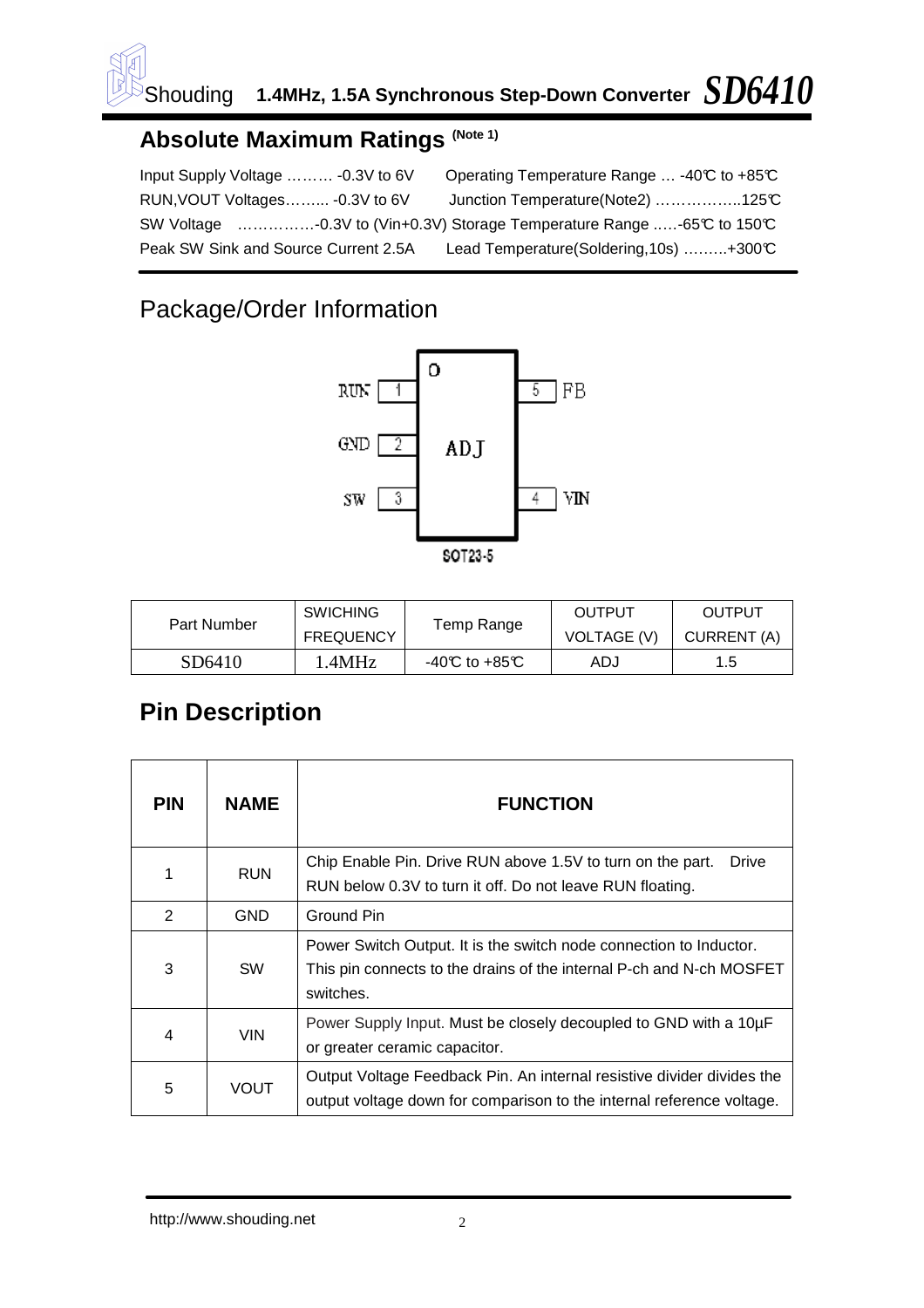## Absolute Maximum Ratings (Note 1)

Input Supply Voltage ……… -0.3V to 6V

RUN,VOUT Voltages……... -0.3V to 6V

SW Voltage ……………-0.3V to (Vin+0.3V)

Peak SW Sink and Source Current 2.5A

Operating Temperature Range … -40℃ to +85℃

Junction Temperature(Note2) ……………..125℃

Storage Temperature Range …..-65℃ to 150℃

Lead Temperature(Soldering,10s) ………+300℃

# Package/Order Information

RUN 1, GND 2, SW 3, VIN 4, FB 5 — ADJ

SOT23-5

| Part Number | SWICHING FREQUENCY | Temp Range | OUTPUT VOLTAGE (V) | OUTPUT CURRENT (A) |
|---|---|---|---|---|
| SD6410 | 1.4MHz | -40℃ to +85℃ | ADJ | 1.5 |

## Pin Description

| PIN | NAME | FUNCTION |
|---|---|---|
| 1 | RUN | Chip Enable Pin. Drive RUN above 1.5V to turn on the part. Drive RUN below 0.3V to turn it off. Do not leave RUN floating. |
| 2 | GND | Ground Pin |
| 3 | SW | Power Switch Output. It is the switch node connection to Inductor. This pin connects to the drains of the internal P-ch and N-ch MOSFET switches. |
| 4 | VIN | Power Supply Input. Must be closely decoupled to GND with a 10µF or greater ceramic capacitor. |
| 5 | VOUT | Output Voltage Feedback Pin. An internal resistive divider divides the output voltage down for comparison to the internal reference voltage. |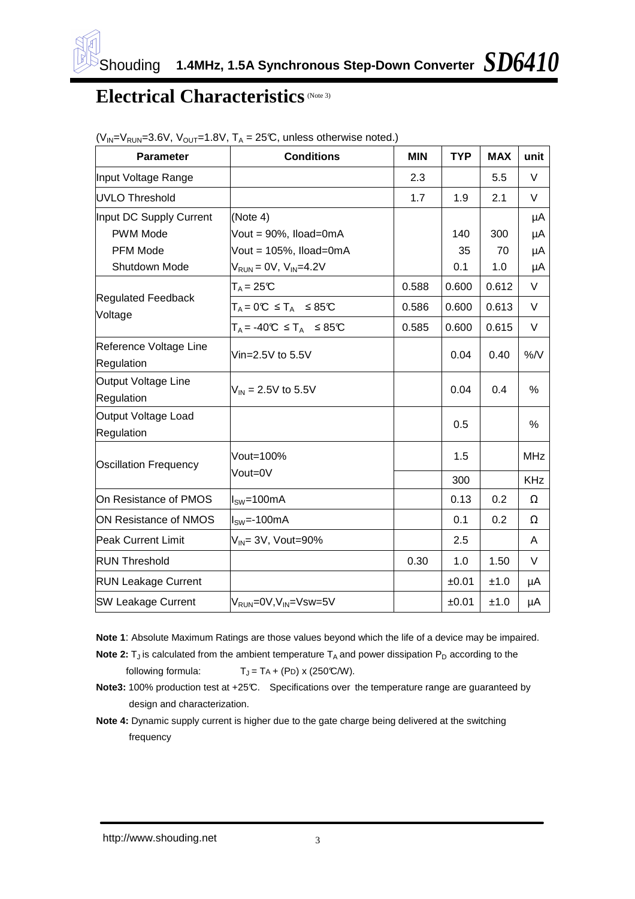## Electrical Characteristics (Note 3)

($V_{IN}$=$V_{RUN}$=3.6V, $V_{OUT}$=1.8V, $T_A$ = 25℃, unless otherwise noted.)

| Parameter | Conditions | MIN | TYP | MAX | unit |
|---|---|---|---|---|---|
| Input Voltage Range | | 2.3 | | 5.5 | V |
| UVLO Threshold | | 1.7 | 1.9 | 2.1 | V |
| Input DC Supply Current | (Note 4) | | | | μA |
| PWM Mode | Vout = 90%, Iload=0mA | | 140 | 300 | μA |
| PFM Mode | Vout = 105%, Iload=0mA | | 35 | 70 | μA |
| Shutdown Mode | $V_{RUN}$ = 0V, $V_{IN}$=4.2V | | 0.1 | 1.0 | μA |
| Regulated Feedback Voltage | $T_A$ = 25℃ | 0.588 | 0.600 | 0.612 | V |
| | $T_A$ = 0℃ ≤ $T_A$ ≤ 85℃ | 0.586 | 0.600 | 0.613 | V |
| | $T_A$ = -40℃ ≤ $T_A$ ≤ 85℃ | 0.585 | 0.600 | 0.615 | V |
| Reference Voltage Line Regulation | Vin=2.5V to 5.5V | | 0.04 | 0.40 | %/V |
| Output Voltage Line Regulation | $V_{IN}$ = 2.5V to 5.5V | | 0.04 | 0.4 | % |
| Output Voltage Load Regulation | | | 0.5 | | % |
| Oscillation Frequency | Vout=100% | | 1.5 | | MHz |
| | Vout=0V | | 300 | | KHz |
| On Resistance of PMOS | $I_{SW}$=100mA | | 0.13 | 0.2 | Ω |
| ON Resistance of NMOS | $I_{SW}$=-100mA | | 0.1 | 0.2 | Ω |
| Peak Current Limit | $V_{IN}$= 3V, Vout=90% | | 2.5 | | A |
| RUN Threshold | | 0.30 | 1.0 | 1.50 | V |
| RUN Leakage Current | | | ±0.01 | ±1.0 | μA |
| SW Leakage Current | $V_{RUN}$=0V,$V_{IN}$=Vsw=5V | | ±0.01 | ±1.0 | μA |

**Note 1**: Absolute Maximum Ratings are those values beyond which the life of a device may be impaired.

**Note 2:** $T_J$ is calculated from the ambient temperature $T_A$ and power dissipation $P_D$ according to the following formula: $T_J = T_A + (P_D) \times (250℃/W)$.

**Note3:** 100% production test at +25℃. Specifications over the temperature range are guaranteed by design and characterization.

**Note 4:** Dynamic supply current is higher due to the gate charge being delivered at the switching frequency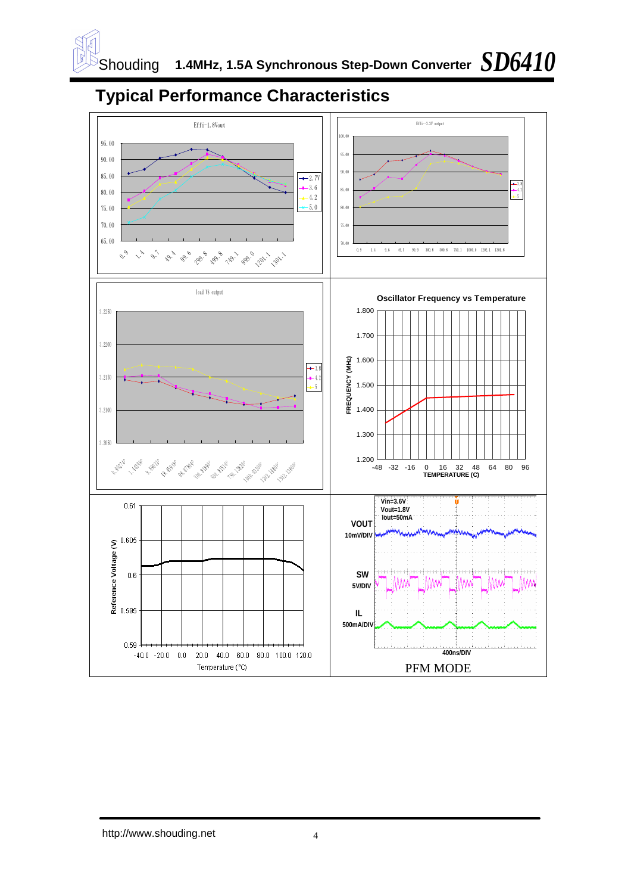## Typical Performance Characteristics

Effi-1.8Vout

95.00
90.00
85.00
80.00
75.00
70.00
65.00

0.9 1.4 9.7 49.4 99.6 299.8 499.8 749.1 999.0 1201.1 1301.1

2.7V
3.6
4.2
5.0

Effi--3.3V output

100.00
95.00
90.00
85.00
80.00
75.00
70.00

0.9 1.4 9.6 49.5 99.9 100.8 500.8 750.1 1000.8 1202.1 1301.8

3.6
4.2
5

load VS output

3.2250
3.2200
3.2150
3.2100
3.2050

0.9271P 1.4158P 9.5812P 49.6538P 99.8701P 300.8188P 500.8151P 750.1382P 1000.0316P 1202.1480P 1302.1190P

3.6
4.2
5

Oscillator Frequency vs Temperature

FREQUENCY (MHz)

1.800
1.700
1.600
1.500
1.400
1.300
1.200

-48 -32 -16 0 16 32 48 64 80 96

TEMPERATURE (C)

Reference Voltage (V)

0.61
0.605
0.6
0.595
0.59

-40.0 -20.0 0.0 20.0 40.0 60.0 80.0 100.0 120.0

Temperature (°C)

Vin=3.6V
Vout=1.8V
Iout=50mA

VOUT 10mV/DIV

SW 5V/DIV

IL 500mA/DIV

400ns/DIV

PFM MODE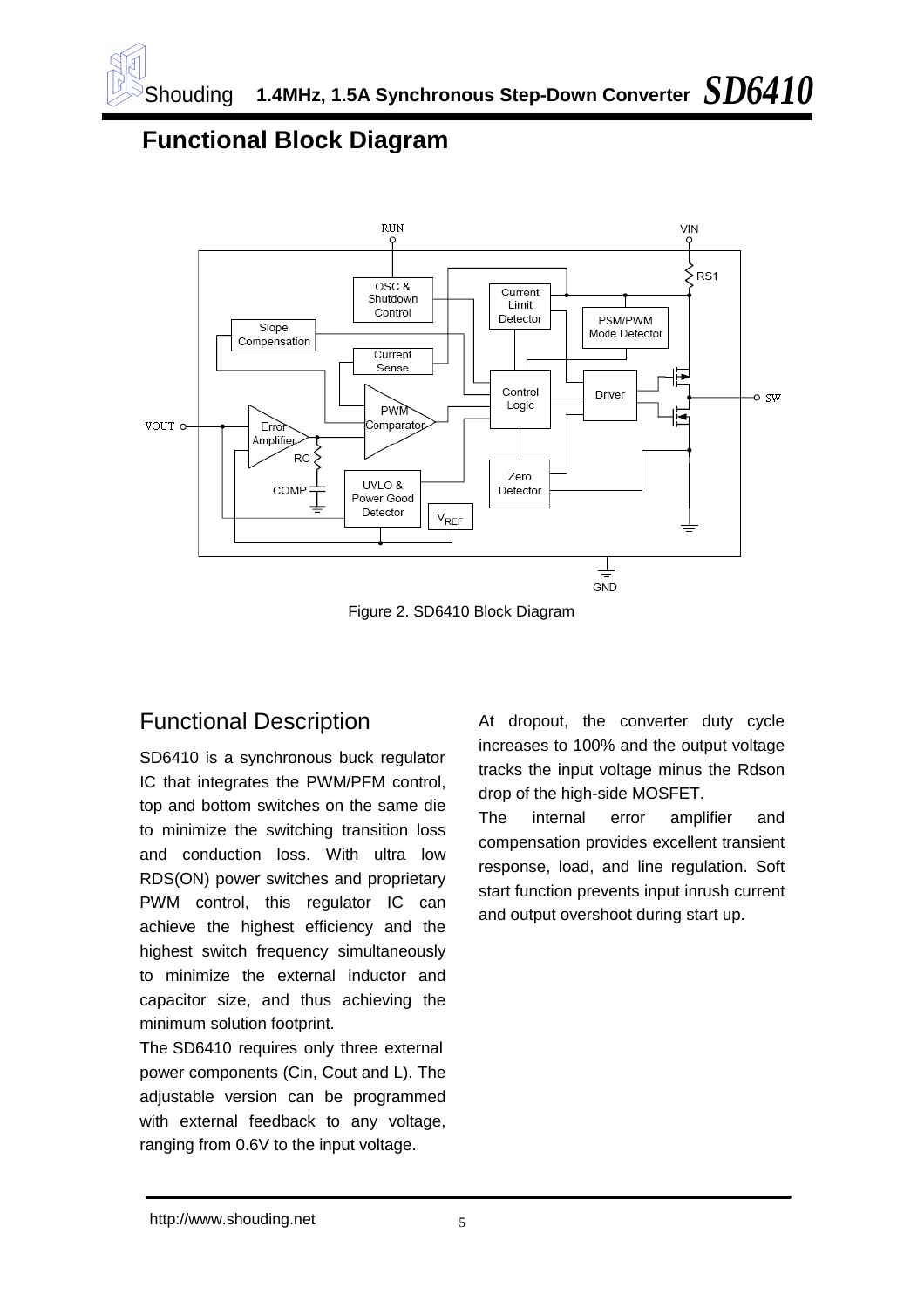## Functional Block Diagram

Figure 2. SD6410 Block Diagram

## Functional Description

SD6410 is a synchronous buck regulator IC that integrates the PWM/PFM control, top and bottom switches on the same die to minimize the switching transition loss and conduction loss. With ultra low RDS(ON) power switches and proprietary PWM control, this regulator IC can achieve the highest efficiency and the highest switch frequency simultaneously to minimize the external inductor and capacitor size, and thus achieving the minimum solution footprint.

The SD6410 requires only three external power components (Cin, Cout and L). The adjustable version can be programmed with external feedback to any voltage, ranging from 0.6V to the input voltage.

At dropout, the converter duty cycle increases to 100% and the output voltage tracks the input voltage minus the Rdson drop of the high-side MOSFET.

The internal error amplifier and compensation provides excellent transient response, load, and line regulation. Soft start function prevents input inrush current and output overshoot during start up.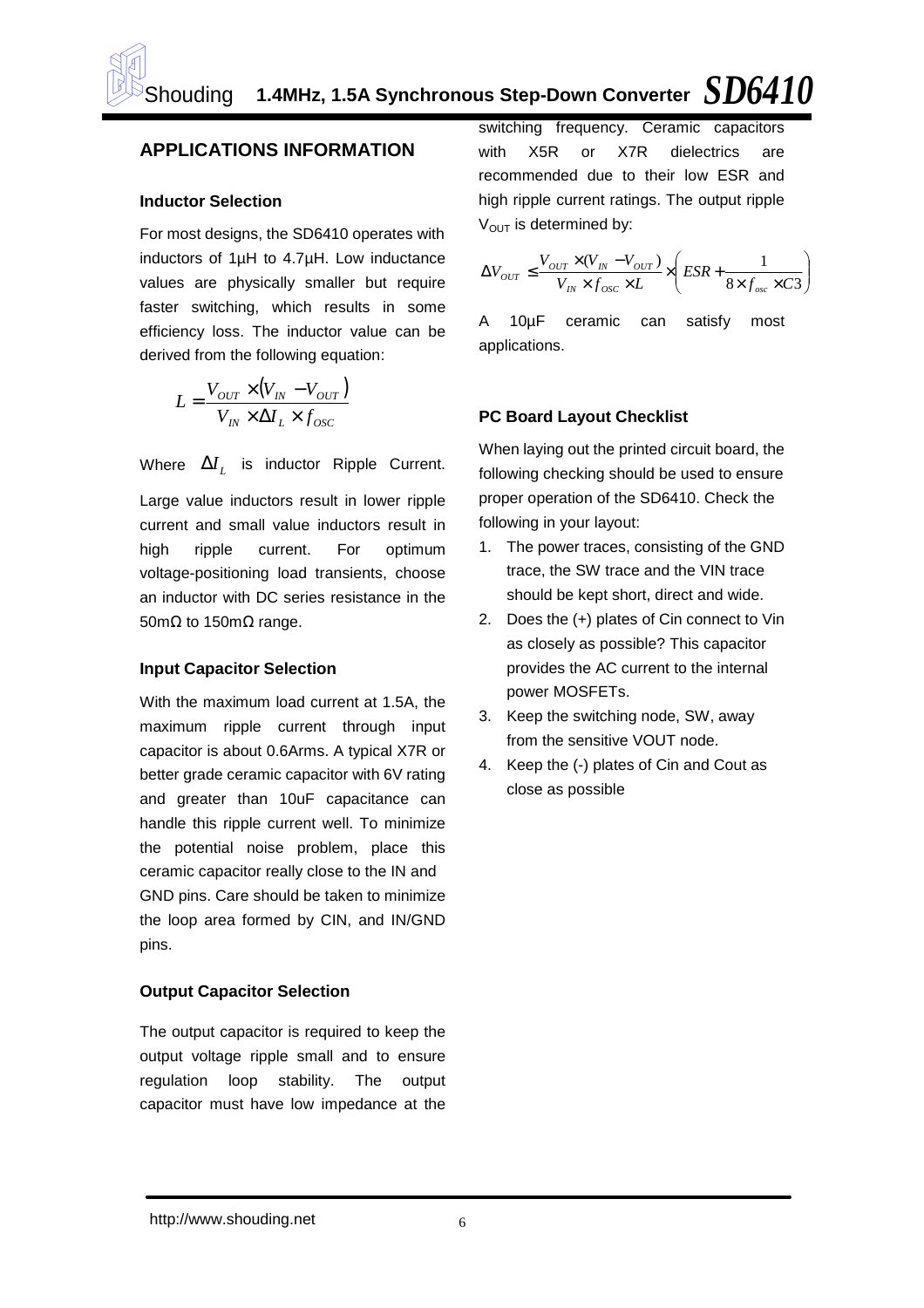## APPLICATIONS INFORMATION

### Inductor Selection

For most designs, the SD6410 operates with inductors of 1µH to 4.7µH. Low inductance values are physically smaller but require faster switching, which results in some efficiency loss. The inductor value can be derived from the following equation:

$$L = \frac{V_{OUT} \times (V_{IN} - V_{OUT})}{V_{IN} \times \Delta I_L \times f_{OSC}}$$

Where $\Delta I_L$ is inductor Ripple Current. Large value inductors result in lower ripple current and small value inductors result in high ripple current. For optimum voltage-positioning load transients, choose an inductor with DC series resistance in the 50mΩ to 150mΩ range.

### Input Capacitor Selection

With the maximum load current at 1.5A, the maximum ripple current through input capacitor is about 0.6Arms. A typical X7R or better grade ceramic capacitor with 6V rating and greater than 10uF capacitance can handle this ripple current well. To minimize the potential noise problem, place this ceramic capacitor really close to the IN and GND pins. Care should be taken to minimize the loop area formed by CIN, and IN/GND pins.

### Output Capacitor Selection

The output capacitor is required to keep the output voltage ripple small and to ensure regulation loop stability. The output capacitor must have low impedance at the switching frequency. Ceramic capacitors with X5R or X7R dielectrics are recommended due to their low ESR and high ripple current ratings. The output ripple $V_{OUT}$ is determined by:

$$\Delta V_{OUT} \leq \frac{V_{OUT} \times (V_{IN} - V_{OUT})}{V_{IN} \times f_{OSC} \times L} \times \left( ESR + \frac{1}{8 \times f_{osc} \times C3} \right)$$

A 10µF ceramic can satisfy most applications.

### PC Board Layout Checklist

When laying out the printed circuit board, the following checking should be used to ensure proper operation of the SD6410. Check the following in your layout:

1. The power traces, consisting of the GND trace, the SW trace and the VIN trace should be kept short, direct and wide.
2. Does the (+) plates of Cin connect to Vin as closely as possible? This capacitor provides the AC current to the internal power MOSFETs.
3. Keep the switching node, SW, away from the sensitive VOUT node.
4. Keep the (-) plates of Cin and Cout as close as possible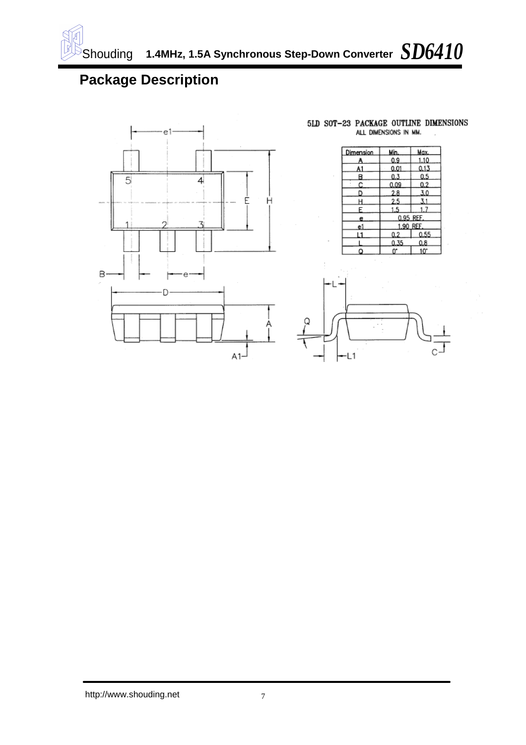## Package Description

5LD SOT-23 PACKAGE OUTLINE DIMENSIONS
ALL DIMENSIONS IN MM.

| Dimension | Min. | Max. |
|---|---|---|
| A | 0.9 | 1.10 |
| A1 | 0.01 | 0.13 |
| B | 0.3 | 0.5 |
| C | 0.09 | 0.2 |
| D | 2.8 | 3.0 |
| H | 2.5 | 3.1 |
| E | 1.5 | 1.7 |
| e | 0.95 REF. | |
| e1 | 1.90 REF. | |
| L1 | 0.2 | 0.55 |
| L | 0.35 | 0.8 |
| Q | 0° | 10° |

e1
5
4
1
2
3
E
H
B
e
D
A
A1
L
Q
L1
C